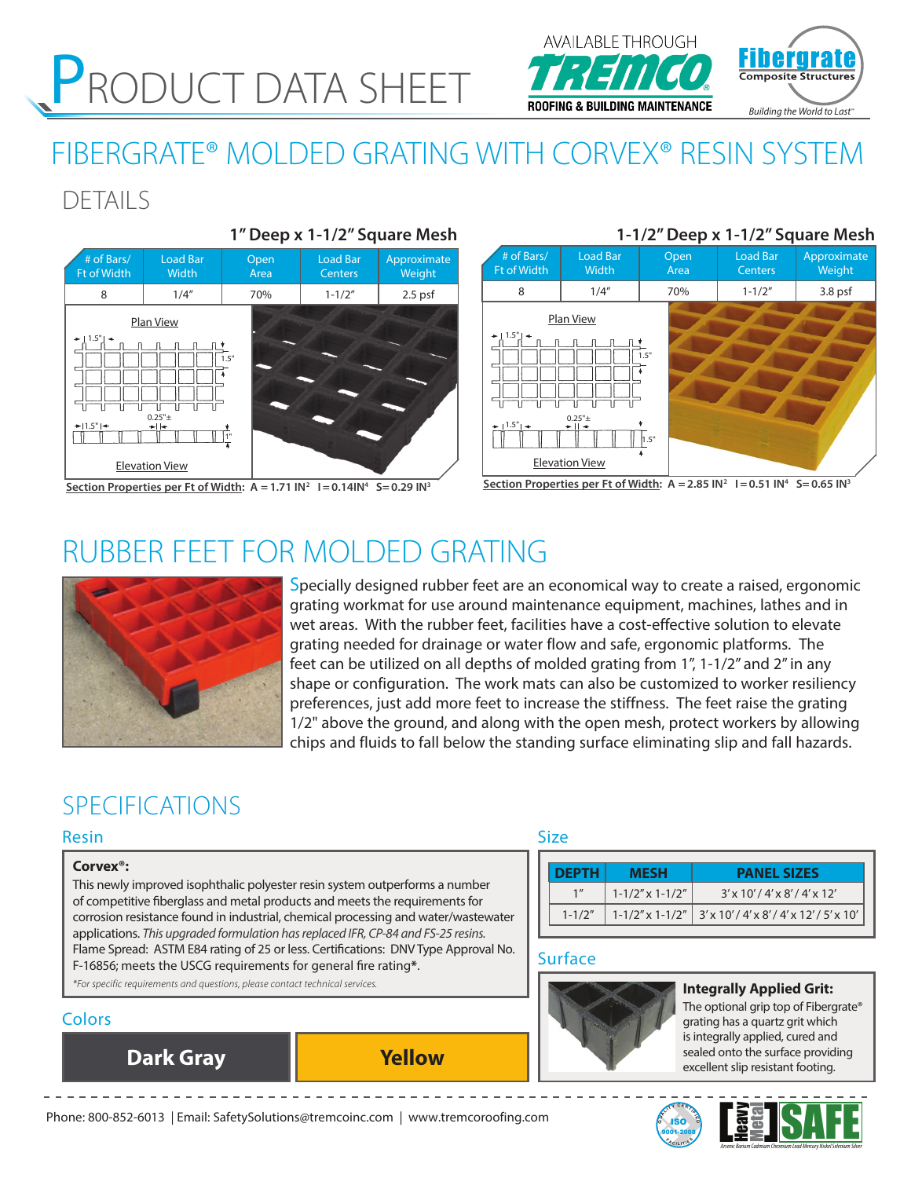# PRODUCT DATA SHEET

AVAILABLE THROUGH TREMCO ROOFING & BUILDING MAINTENANCE

Fibergrate Composite Structures — Building the World to Last

# FIBERGRATE® MOLDED GRATING WITH CORVEX® RESIN SYSTEM

## DETAILS

### 1" Deep x 1-1/2" Square Mesh

| # of Bars/ Ft of Width | Load Bar Width | Open Area | Load Bar Centers | Approximate Weight |
|---|---|---|---|---|
| 8 | 1/4" | 70% | 1-1/2" | 2.5 psf |

Plan View

Elevation View

**Section Properties per Ft of Width:** A = 1.71 IN² I = 0.14IN⁴ S = 0.29 IN³

### 1-1/2" Deep x 1-1/2" Square Mesh

| # of Bars/ Ft of Width | Load Bar Width | Open Area | Load Bar Centers | Approximate Weight |
|---|---|---|---|---|
| 8 | 1/4" | 70% | 1-1/2" | 3.8 psf |

Plan View

Elevation View

**Section Properties per Ft of Width:** A = 2.85 IN² I = 0.51 IN⁴ S = 0.65 IN³

## RUBBER FEET FOR MOLDED GRATING

Specially designed rubber feet are an economical way to create a raised, ergonomic grating workmat for use around maintenance equipment, machines, lathes and in wet areas. With the rubber feet, facilities have a cost-effective solution to elevate grating needed for drainage or water flow and safe, ergonomic platforms. The feet can be utilized on all depths of molded grating from 1", 1-1/2" and 2" in any shape or configuration. The work mats can also be customized to worker resiliency preferences, just add more feet to increase the stiffness. The feet raise the grating 1/2" above the ground, and along with the open mesh, protect workers by allowing chips and fluids to fall below the standing surface eliminating slip and fall hazards.

## SPECIFICATIONS

### Resin

**Corvex®:**
This newly improved isophthalic polyester resin system outperforms a number of competitive fiberglass and metal products and meets the requirements for corrosion resistance found in industrial, chemical processing and water/wastewater applications. *This upgraded formulation has replaced IFR, CP-84 and FS-25 resins.* Flame Spread: ASTM E84 rating of 25 or less. Certifications: DNV Type Approval No. F-16856; meets the USCG requirements for general fire rating*.

*\*For specific requirements and questions, please contact technical services.*

### Colors

Dark Gray | Yellow

### Size

| DEPTH | MESH | PANEL SIZES |
|---|---|---|
| 1" | 1-1/2" x 1-1/2" | 3' x 10' / 4' x 8' / 4' x 12' |
| 1-1/2" | 1-1/2" x 1-1/2" | 3' x 10' / 4' x 8' / 4' x 12' / 5' x 10' |

### Surface

**Integrally Applied Grit:**
The optional grip top of Fibergrate® grating has a quartz grit which is integrally applied, cured and sealed onto the surface providing excellent slip resistant footing.

Phone: 800-852-6013 | Email: SafetySolutions@tremcoinc.com | www.tremcoroofing.com

ISO 9001:2008 Certified Facilities

Heavy Metal SAFE — Arsenic Barium Cadmium Chromium Lead Mercury Nickel Selenium Silver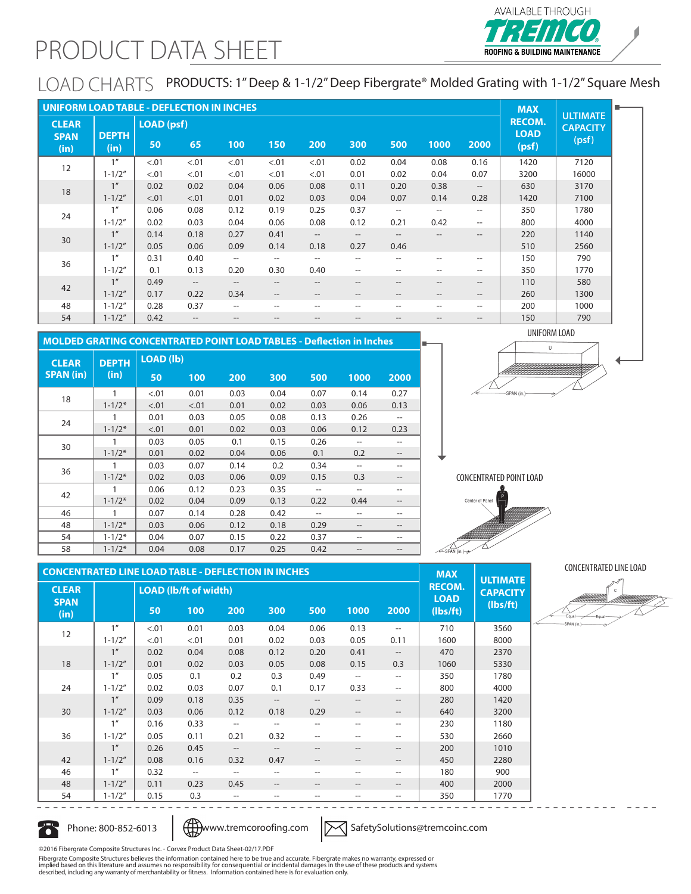AVAILABLE THROUGH TREMCO ROOFING & BUILDING MAINTENANCE

# PRODUCT DATA SHEET

## LOAD CHARTS PRODUCTS: 1" Deep & 1-1/2" Deep Fibergrate® Molded Grating with 1-1/2" Square Mesh

### UNIFORM LOAD TABLE - DEFLECTION IN INCHES

| CLEAR SPAN (in) | DEPTH (in) | LOAD (psf) 50 | 65 | 100 | 150 | 200 | 300 | 500 | 1000 | 2000 | MAX RECOM. LOAD (psf) | ULTIMATE CAPACITY (psf) |
|---|---|---|---|---|---|---|---|---|---|---|---|---|
| 12 | 1" | <.01 | <.01 | <.01 | <.01 | <.01 | 0.02 | 0.04 | 0.08 | 0.16 | 1420 | 7120 |
| | 1-1/2" | <.01 | <.01 | <.01 | <.01 | <.01 | 0.01 | 0.02 | 0.04 | 0.07 | 3200 | 16000 |
| 18 | 1" | 0.02 | 0.02 | 0.04 | 0.06 | 0.08 | 0.11 | 0.20 | 0.38 | -- | 630 | 3170 |
| | 1-1/2" | <.01 | <.01 | 0.01 | 0.02 | 0.03 | 0.04 | 0.07 | 0.14 | 0.28 | 1420 | 7100 |
| 24 | 1" | 0.06 | 0.08 | 0.12 | 0.19 | 0.25 | 0.37 | -- | -- | -- | 350 | 1780 |
| | 1-1/2" | 0.02 | 0.03 | 0.04 | 0.06 | 0.08 | 0.12 | 0.21 | 0.42 | -- | 800 | 4000 |
| 30 | 1" | 0.14 | 0.18 | 0.27 | 0.41 | -- | -- | -- | -- | -- | 220 | 1140 |
| | 1-1/2" | 0.05 | 0.06 | 0.09 | 0.14 | 0.18 | 0.27 | 0.46 | | | 510 | 2560 |
| 36 | 1" | 0.31 | 0.40 | -- | -- | -- | -- | -- | -- | -- | 150 | 790 |
| | 1-1/2" | 0.1 | 0.13 | 0.20 | 0.30 | 0.40 | -- | -- | -- | -- | 350 | 1770 |
| 42 | 1" | 0.49 | -- | -- | -- | -- | -- | -- | -- | -- | 110 | 580 |
| | 1-1/2" | 0.17 | 0.22 | 0.34 | -- | -- | -- | -- | -- | -- | 260 | 1300 |
| 48 | 1-1/2" | 0.28 | 0.37 | -- | -- | -- | -- | -- | -- | -- | 200 | 1000 |
| 54 | 1-1/2" | 0.42 | -- | -- | -- | -- | -- | -- | -- | -- | 150 | 790 |

UNIFORM LOAD

U

SPAN (in.)

### MOLDED GRATING CONCENTRATED POINT LOAD TABLES - Deflection in Inches

| CLEAR SPAN (in) | DEPTH (in) | LOAD (lb) 50 | 100 | 200 | 300 | 500 | 1000 | 2000 |
|---|---|---|---|---|---|---|---|---|
| 18 | 1 | <.01 | 0.01 | 0.03 | 0.04 | 0.07 | 0.14 | 0.27 |
| | 1-1/2* | <.01 | <.01 | 0.01 | 0.02 | 0.03 | 0.06 | 0.13 |
| 24 | 1 | 0.01 | 0.03 | 0.05 | 0.08 | 0.13 | 0.26 | -- |
| | 1-1/2* | <.01 | 0.01 | 0.02 | 0.03 | 0.06 | 0.12 | 0.23 |
| 30 | 1 | 0.03 | 0.05 | 0.1 | 0.15 | 0.26 | -- | -- |
| | 1-1/2* | 0.01 | 0.02 | 0.04 | 0.06 | 0.1 | 0.2 | -- |
| 36 | 1 | 0.03 | 0.07 | 0.14 | 0.2 | 0.34 | -- | -- |
| | 1-1/2* | 0.02 | 0.03 | 0.06 | 0.09 | 0.15 | 0.3 | -- |
| 42 | 1 | 0.06 | 0.12 | 0.23 | 0.35 | -- | -- | -- |
| | 1-1/2* | 0.02 | 0.04 | 0.09 | 0.13 | 0.22 | 0.44 | -- |
| 46 | 1 | 0.07 | 0.14 | 0.28 | 0.42 | -- | -- | -- |
| 48 | 1-1/2* | 0.03 | 0.06 | 0.12 | 0.18 | 0.29 | -- | -- |
| 54 | 1-1/2* | 0.04 | 0.07 | 0.15 | 0.22 | 0.37 | -- | -- |
| 58 | 1-1/2* | 0.04 | 0.08 | 0.17 | 0.25 | 0.42 | -- | -- |

CONCENTRATED POINT LOAD

Center of Panel

P

SPAN (in.)

### CONCENTRATED LINE LOAD TABLE - DEFLECTION IN INCHES

| CLEAR SPAN (in) | | LOAD (lb/ft of width) 50 | 100 | 200 | 300 | 500 | 1000 | 2000 | MAX RECOM. LOAD (lbs/ft) | ULTIMATE CAPACITY (lbs/ft) |
|---|---|---|---|---|---|---|---|---|---|---|
| 12 | 1" | <.01 | 0.01 | 0.03 | 0.04 | 0.06 | 0.13 | -- | 710 | 3560 |
| | 1-1/2" | <.01 | <.01 | 0.01 | 0.02 | 0.03 | 0.05 | 0.11 | 1600 | 8000 |
| 18 | 1" | 0.02 | 0.04 | 0.08 | 0.12 | 0.20 | 0.41 | -- | 470 | 2370 |
| | 1-1/2" | 0.01 | 0.02 | 0.03 | 0.05 | 0.08 | 0.15 | 0.3 | 1060 | 5330 |
| 24 | 1" | 0.05 | 0.1 | 0.2 | 0.3 | 0.49 | -- | -- | 350 | 1780 |
| | 1-1/2" | 0.02 | 0.03 | 0.07 | 0.1 | 0.17 | 0.33 | -- | 800 | 4000 |
| 30 | 1" | 0.09 | 0.18 | 0.35 | -- | -- | -- | -- | 280 | 1420 |
| | 1-1/2" | 0.03 | 0.06 | 0.12 | 0.18 | 0.29 | -- | -- | 640 | 3200 |
| 36 | 1" | 0.16 | 0.33 | -- | -- | -- | -- | -- | 230 | 1180 |
| | 1-1/2" | 0.05 | 0.11 | 0.21 | 0.32 | -- | -- | -- | 530 | 2660 |
| 42 | 1" | 0.26 | 0.45 | -- | -- | -- | -- | -- | 200 | 1010 |
| | 1-1/2" | 0.08 | 0.16 | 0.32 | 0.47 | -- | -- | -- | 450 | 2280 |
| 46 | 1" | 0.32 | -- | -- | -- | -- | -- | -- | 180 | 900 |
| 48 | 1-1/2" | 0.11 | 0.23 | 0.45 | -- | -- | -- | -- | 400 | 2000 |
| 54 | 1-1/2" | 0.15 | 0.3 | -- | -- | -- | -- | -- | 350 | 1770 |

CONCENTRATED LINE LOAD

C

Equal Equal

SPAN (in.)

Phone: 800-852-6013 | www.tremcoroofing.com | SafetySolutions@tremcoinc.com

©2016 Fibergrate Composite Structures Inc. - Corvex Product Data Sheet-02/17.PDF

Fibergrate Composite Structures believes the information contained here to be true and accurate. Fibergrate makes no warranty, expressed or implied based on this literature and assumes no responsibility for consequential or incidental damages in the use of these products and systems described, including any warranty of merchantability or fitness. Information contained here is for evaluation only.